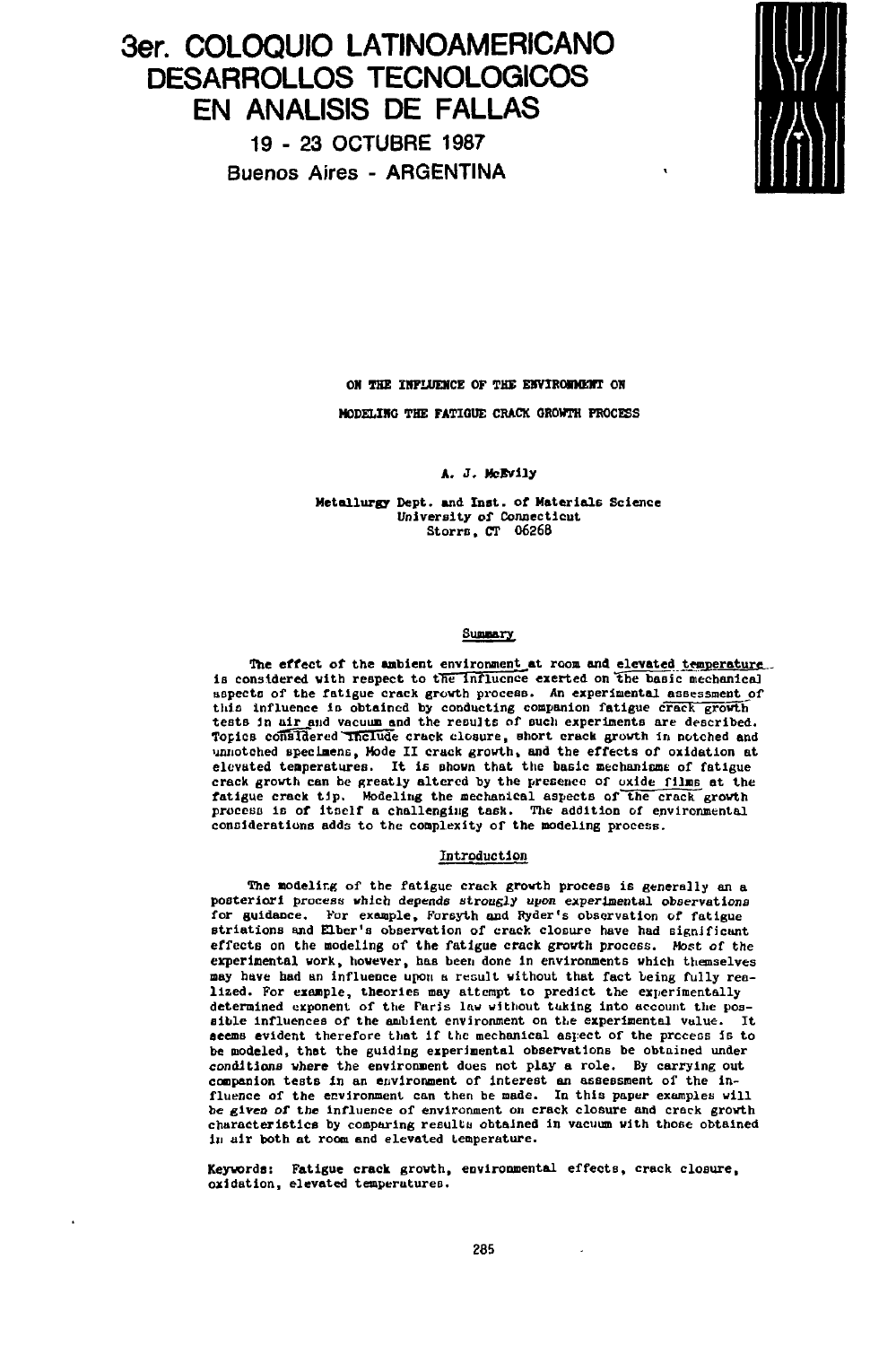# 3er. COLOQUIO LATINOAMERICANO DESARROLLOS TECNOLOGICOS EN ANALISIS DE FALLAS

**19 - 23 OCTUBRE 1987**

**Buenos Aires - ARGENTINA**

## ON THE INFLUENCE OF THE ENVIRONMENT ON MODELING THE FATIGUE CRACK GROWTH PROCESS

A. J. McEvily

Metallurgy Dept. and Inst. of Materials Science
University of Connecticut
Storrs, CT 06268

### Summary

The effect of the ambient environment at room and elevated temperature is considered with respect to the influence exerted on the basic mechanical aspects of the fatigue crack growth process. An experimental assessment of this influence is obtained by conducting companion fatigue crack growth tests in air and vacuum and the results of such experiments are described. Topics considered include crack closure, short crack growth in notched and unnotched specimens, Mode II crack growth, and the effects of oxidation at elevated temperatures. It is shown that the basic mechanisms of fatigue crack growth can be greatly altered by the presence of oxide films at the fatigue crack tip. Modeling the mechanical aspects of the crack growth process is of itself a challenging task. The addition of environmental considerations adds to the complexity of the modeling process.

### Introduction

The modeling of the fatigue crack growth process is generally an a posteriori process which depends strongly upon experimental observations for guidance. For example, Forsyth and Ryder's observation of fatigue striations and Elber's observation of crack closure have had significant effects on the modeling of the fatigue crack growth process. Most of the experimental work, however, has been done in environments which themselves may have had an influence upon a result without that fact being fully realized. For example, theories may attempt to predict the experimentally determined exponent of the Paris law without taking into account the possible influences of the ambient environment on the experimental value. It seems evident therefore that if the mechanical aspect of the process is to be modeled, that the guiding experimental observations be obtained under conditions where the environment does not play a role. By carrying out companion tests in an environment of interest an assessment of the influence of the environment can then be made. In this paper examples will be given of the influence of environment on crack closure and crack growth characteristics by comparing results obtained in vacuum with those obtained in air both at room and elevated temperature.

Keywords: Fatigue crack growth, environmental effects, crack closure, oxidation, elevated temperatures.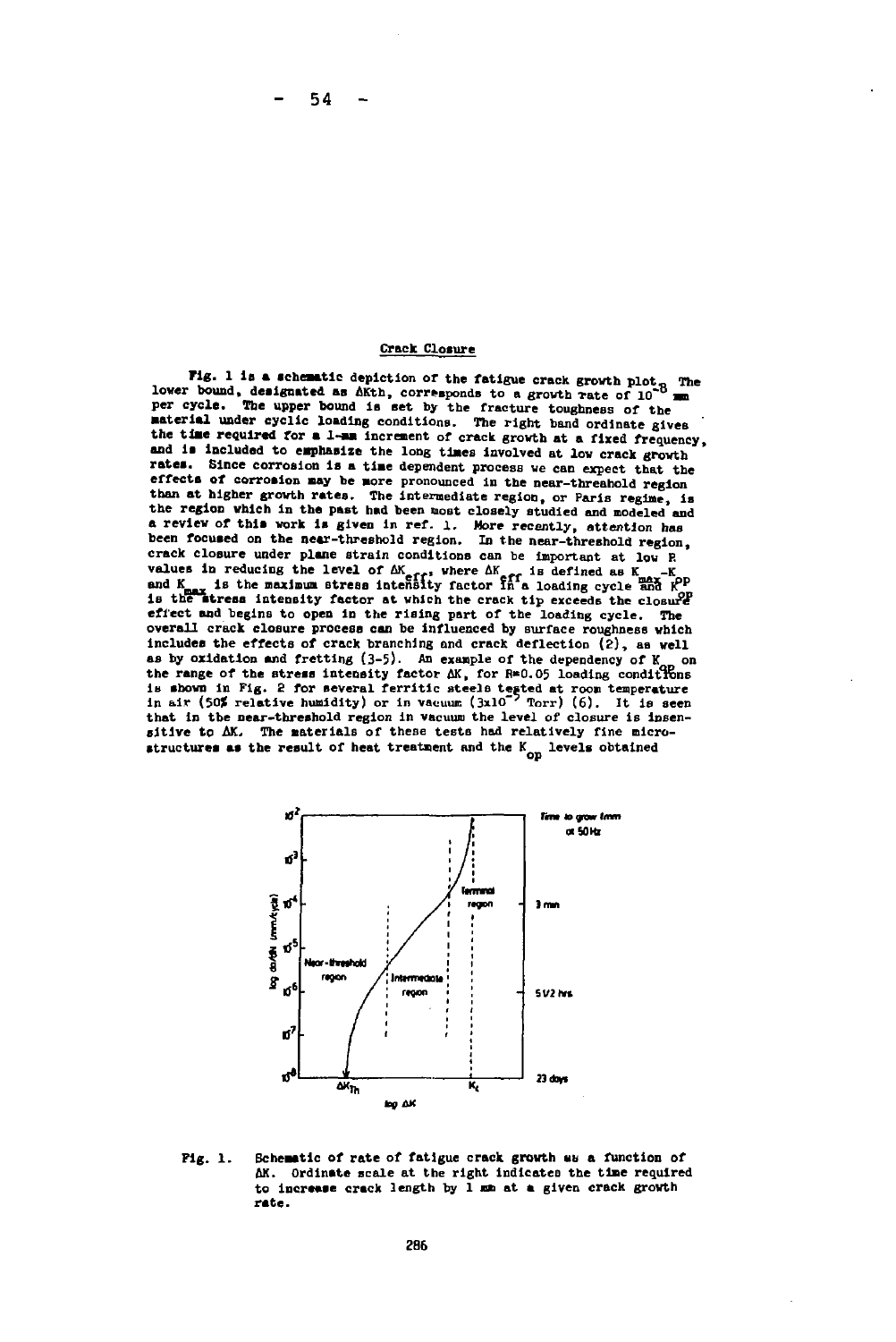## Crack Closure

Fig. 1 is a schematic depiction of the fatigue crack growth plot. The lower bound, designated as ΔKth, corresponds to a growth rate of $10^{-8}$ mm per cycle. The upper bound is set by the fracture toughness of the material under cyclic loading conditions. The right band ordinate gives the time required for a 1-mm increment of crack growth at a fixed frequency, and is included to emphasize the long times involved at low crack growth rates. Since corrosion is a time dependent process we can expect that the effects of corrosion may be more pronounced in the near-threshold region than at higher growth rates. The intermediate region, or Paris regime, is the region which in the past had been most closely studied and modeled and a review of this work is given in ref. 1. More recently, attention has been focused on the near-threshold region. In the near-threshold region, crack closure under plane strain conditions can be important at low R values in reducing the level of $\Delta K_{eff}$, where $\Delta K_{eff}$ is defined as $K_{max}-K_{op}$ and $K_{max}$ is the maximum stress intensity factor in a loading cycle and $K_{op}$ is the stress intensity factor at which the crack tip exceeds the closure effect and begins to open in the rising part of the loading cycle. The overall crack closure process can be influenced by surface roughness which includes the effects of crack branching and crack deflection (2), as well as by oxidation and fretting (3-5). An example of the dependency of $K_{op}$ on the range of the stress intensity factor ΔK, for R=0.05 loading conditions is shown in Fig. 2 for several ferritic steels tested at room temperature in air (50% relative humidity) or in vacuum ($3\times10^{-7}$ Torr) (6). It is seen that in the near-threshold region in vacuum the level of closure is insensitive to ΔK. The materials of these tests had relatively fine microstructures as the result of heat treatment and the $K_{op}$ levels obtained

Fig. 1. Schematic of rate of fatigue crack growth as a function of ΔK. Ordinate scale at the right indicates the time required to increase crack length by 1 mm at a given crack growth rate.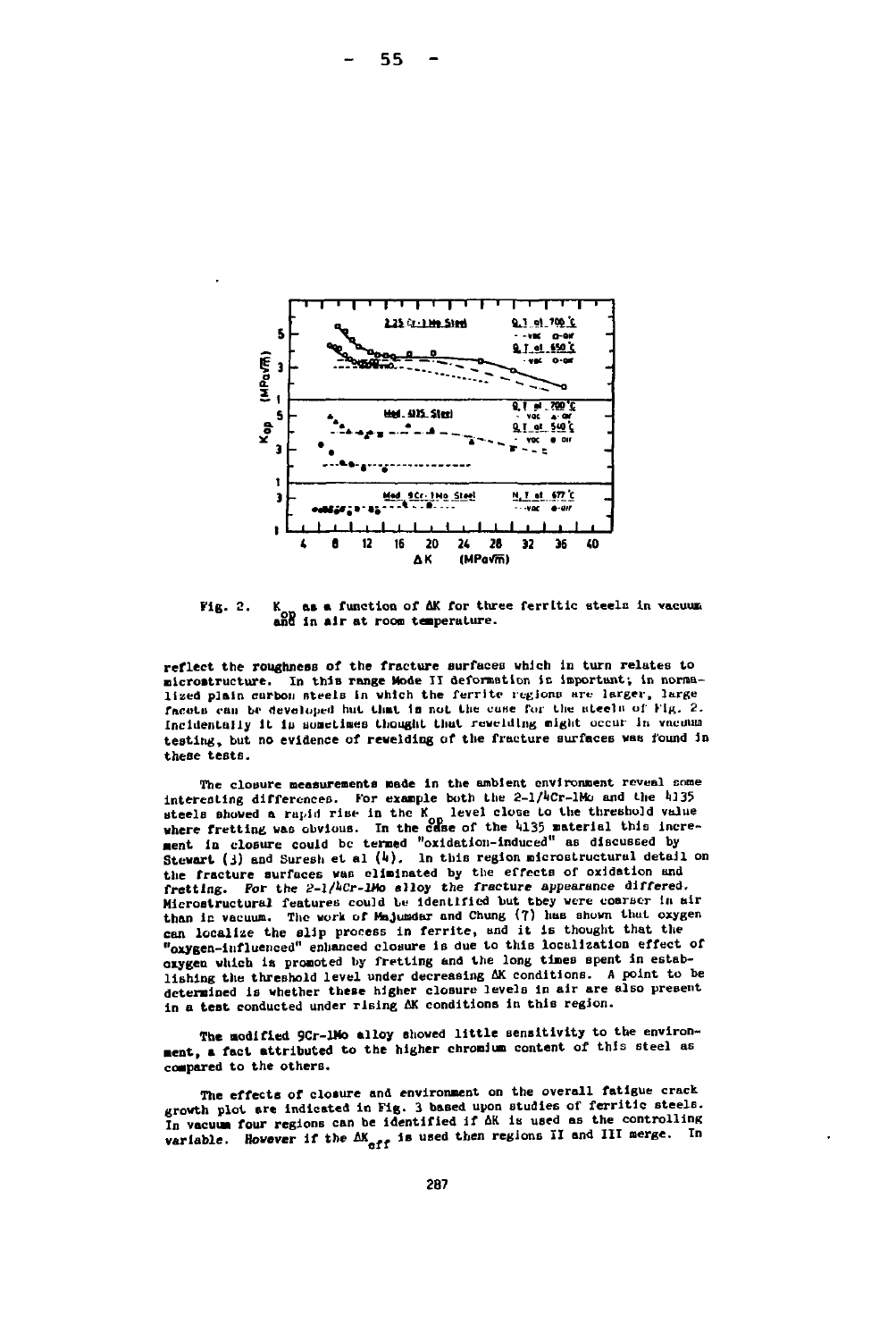Fig. 2. $K_{op}$ as a function of $\Delta K$ for three ferritic steels in vacuum and in air at room temperature.

reflect the roughness of the fracture surfaces which in turn relates to microstructure. In this range Mode II deformation is important; in normalized plain carbon steels in which the ferrite regions are larger, large facets can be developed but that is not the case for the steels of Fig. 2. Incidentally it is sometimes thought that rewelding might occur in vacuum testing, but no evidence of rewelding of the fracture surfaces was found in these tests.

The closure measurements made in the ambient environment reveal some interesting differences. For example both the 2-1/4Cr-1Mo and the 4135 steels showed a rapid rise in the $K_{op}$ level close to the threshold value where fretting was obvious. In the case of the 4135 material this increment in closure could be termed "oxidation-induced" as discussed by Stewart (3) and Suresh et al (4). In this region microstructural detail on the fracture surfaces was eliminated by the effects of oxidation and fretting. For the 2-1/4Cr-1Mo alloy the fracture appearance differed. Microstructural features could be identified but they were coarser in air than in vacuum. The work of Majumdar and Chung (7) has shown that oxygen can localize the slip process in ferrite, and it is thought that the "oxygen-influenced" enhanced closure is due to this localization effect of oxygen which is promoted by fretting and the long times spent in establishing the threshold level under decreasing $\Delta K$ conditions. A point to be determined is whether these higher closure levels in air are also present in a test conducted under rising $\Delta K$ conditions in this region.

The modified 9Cr-1Mo alloy showed little sensitivity to the environment, a fact attributed to the higher chromium content of this steel as compared to the others.

The effects of closure and environment on the overall fatigue crack growth plot are indicated in Fig. 3 based upon studies of ferritic steels. In vacuum four regions can be identified if $\Delta K$ is used as the controlling variable. However if the $\Delta K_{eff}$ is used then regions II and III merge. In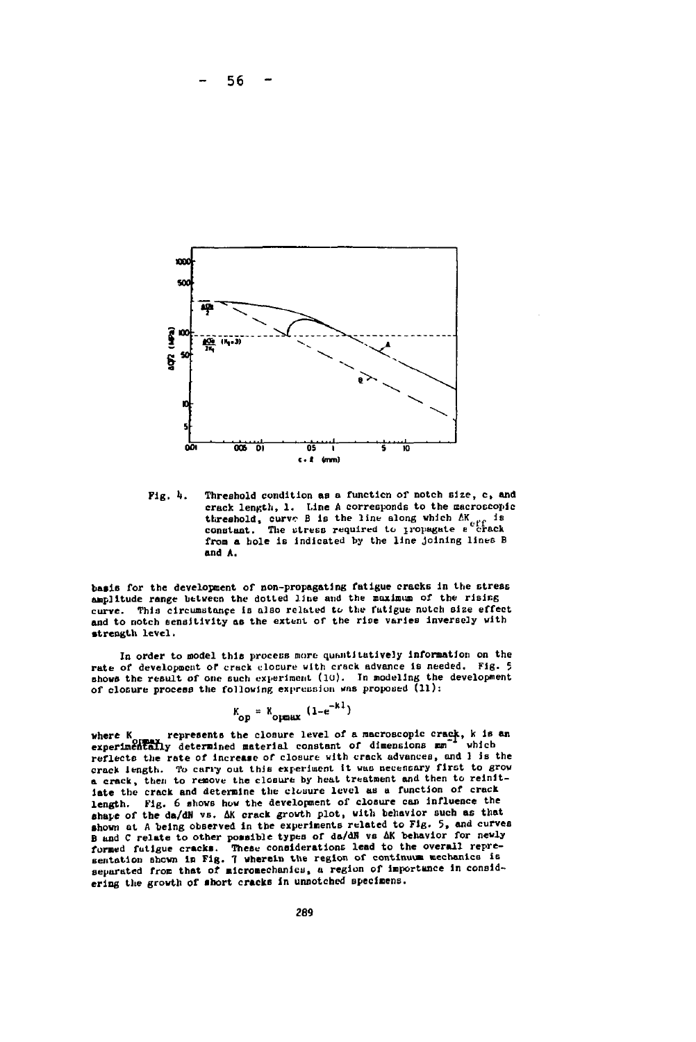Fig. 4. Threshold condition as a function of notch size, c, and crack length, l. Line A corresponds to the macroscopic threshold, curve B is the line along which $\Delta K_{eff}$ is constant. The stress required to propagate a crack from a hole is indicated by the line joining lines B and A.

basis for the development of non-propagating fatigue cracks in the stress amplitude range between the dotted line and the maximum of the rising curve. This circumstance is also related to the fatigue notch size effect and to notch sensitivity as the extent of the rise varies inversely with strength level.

In order to model this process more quantitatively information on the rate of development of crack closure with crack advance is needed. Fig. 5 shows the result of one such experiment (10). In modeling the development of closure process the following expression was proposed (11):

$$K_{op} = K_{opmax} (1-e^{-kl})$$

where $K_{opmax}$ represents the closure level of a macroscopic crack, k is an experimentally determined material constant of dimensions $mm^{-1}$ which reflects the rate of increase of closure with crack advances, and l is the crack length. To carry out this experiment it was necessary first to grow a crack, then to remove the closure by heat treatment and then to reinitiate the crack and determine the closure level as a function of crack length. Fig. 6 shows how the development of closure can influence the shape of the da/dN vs. ΔK crack growth plot, with behavior such as that shown at A being observed in the experiments related to Fig. 5, and curves B and C relate to other possible types of da/dN vs ΔK behavior for newly formed fatigue cracks. These considerations lead to the overall representation shown in Fig. 7 wherein the region of continuum mechanics is separated from that of micromechanics, a region of importance in considering the growth of short cracks in unnotched specimens.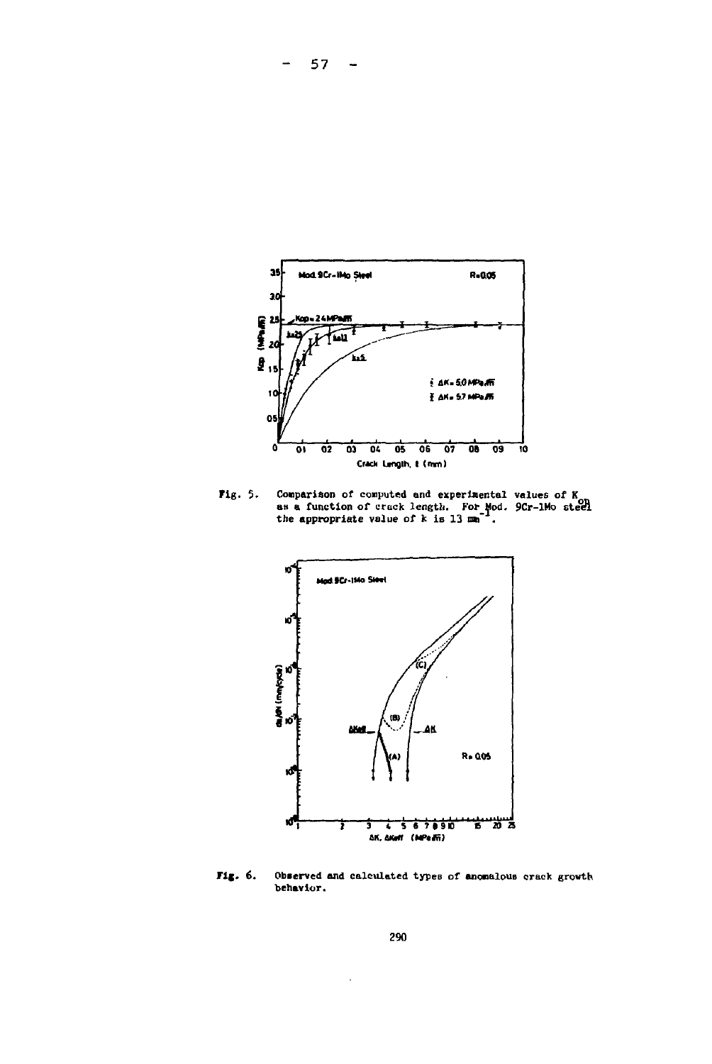Fig. 5. Comparison of computed and experimental values of $K_{op}$ as a function of crack length. For Mod. 9Cr-1Mo steel the appropriate value of k is 13 $mm^{-1}$.

Fig. 6. Observed and calculated types of anomalous crack growth behavior.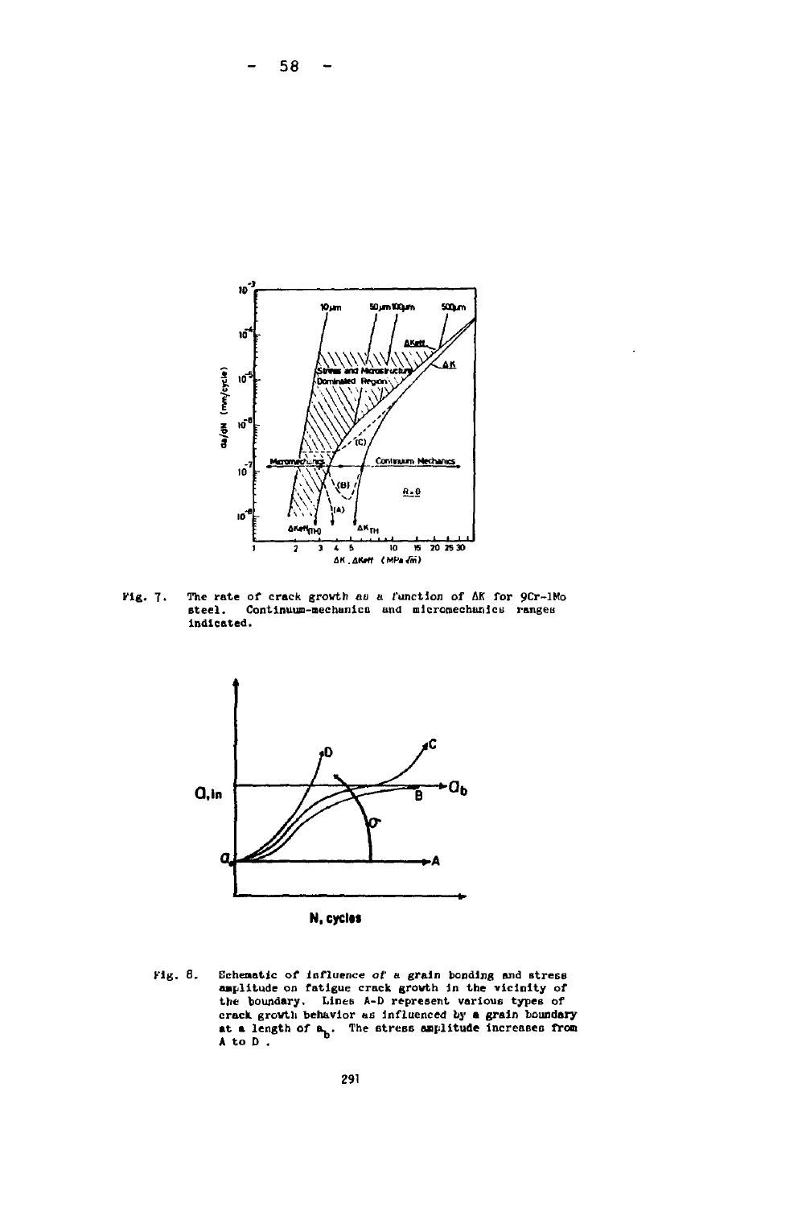Fig. 7. The rate of crack growth as a function of $\Delta K$ for 9Cr-1Mo steel. Continuum-mechanics and micromechanics ranges indicated.

Fig. 8. Schematic of influence of a grain bonding and stress amplitude on fatigue crack growth in the vicinity of the boundary. Lines A-D represent various types of crack growth behavior as influenced by a grain boundary at a length of $a_b$. The stress amplitude increases from A to D.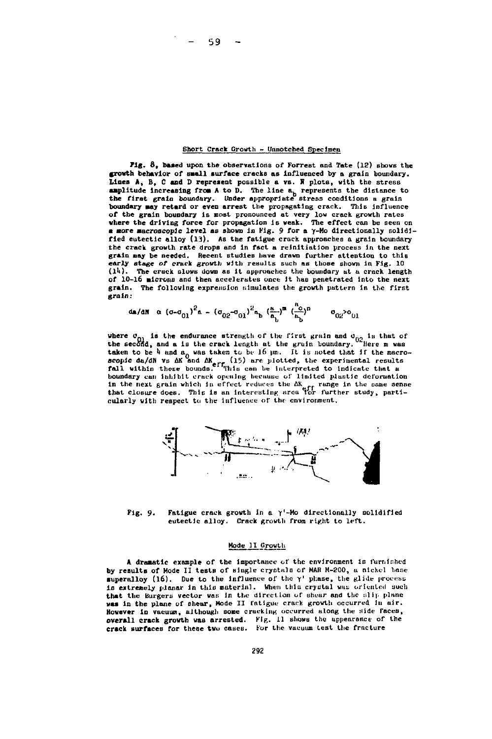## Short Crack Growth - Unnotched Specimen

Fig. 8, based upon the observations of Forrest and Tate (12) shows the growth behavior of small surface cracks as influenced by a grain boundary. Lines A, B, C and D represent possible a vs. N plots, with the stress amplitude increasing from A to D. The line $a_b$ represents the distance to the first grain boundary. Under appropriate stress conditions a grain boundary may retard or even arrest the propagating crack. This influence of the grain boundary is most pronounced at very low crack growth rates where the driving force for propagation is weak. The effect can be seen on a more macroscopic level as shown in Fig. 9 for a γ-Mo directionally solidified eutectic alloy (13). As the fatigue crack approaches a grain boundary the crack growth rate drops and in fact a reinitiation process in the next grain may be needed. Recent studies have drawn further attention to this early stage of crack growth with results such as those shown in Fig. 10 (14). The crack slows down as it approaches the boundary at a crack length of 10-16 microns and then accelerates once it has penetrated into the next grain. The following expression simulates the growth pattern in the first grain:

$$da/dN \ \alpha \ (\sigma-\sigma_{01})^2 a - (\sigma_{02}-\sigma_{01})^2 a_b \left(\frac{a}{a_b}\right)^m \left(\frac{a_o}{a_b}\right)^n \qquad \sigma_{02}>\sigma_{01}$$

where $\sigma_{01}$ is the endurance strength of the first grain and $\sigma_{02}$ is that of the second, and a is the crack length at the grain boundary. Here m was taken to be 4 and $a_0$ was taken to be 16 μm. It is noted that if the macroscopic da/dN vs $\Delta K$ and $\Delta K_{eff}$ (15) are plotted, the experimental results fall within these bounds. This can be interpreted to indicate that a boundary can inhibit crack opening because of limited plastic deformation in the next grain which in effect reduces the $\Delta K_{eff}$ range in the same sense that closure does. This is an interesting area for further study, particularly with respect to the influence of the environment.

Fig. 9. Fatigue crack growth in a γ'-Mo directionally solidified eutectic alloy. Crack growth from right to left.

## Mode II Growth

A dramatic example of the importance of the environment is furnished by results of Mode II tests of single crystals of MAR M-200, a nickel base superalloy (16). Due to the influence of the γ' phase, the glide process is extremely planar in this material. When this crystal was oriented such that the Burgers vector was in the direction of shear and the slip plane was in the plane of shear, Mode II fatigue crack growth occurred in air. However in vacuum, although some cracking occurred along the side faces, overall crack growth was arrested. Fig. 11 shows the appearance of the crack surfaces for these two cases. For the vacuum test the fracture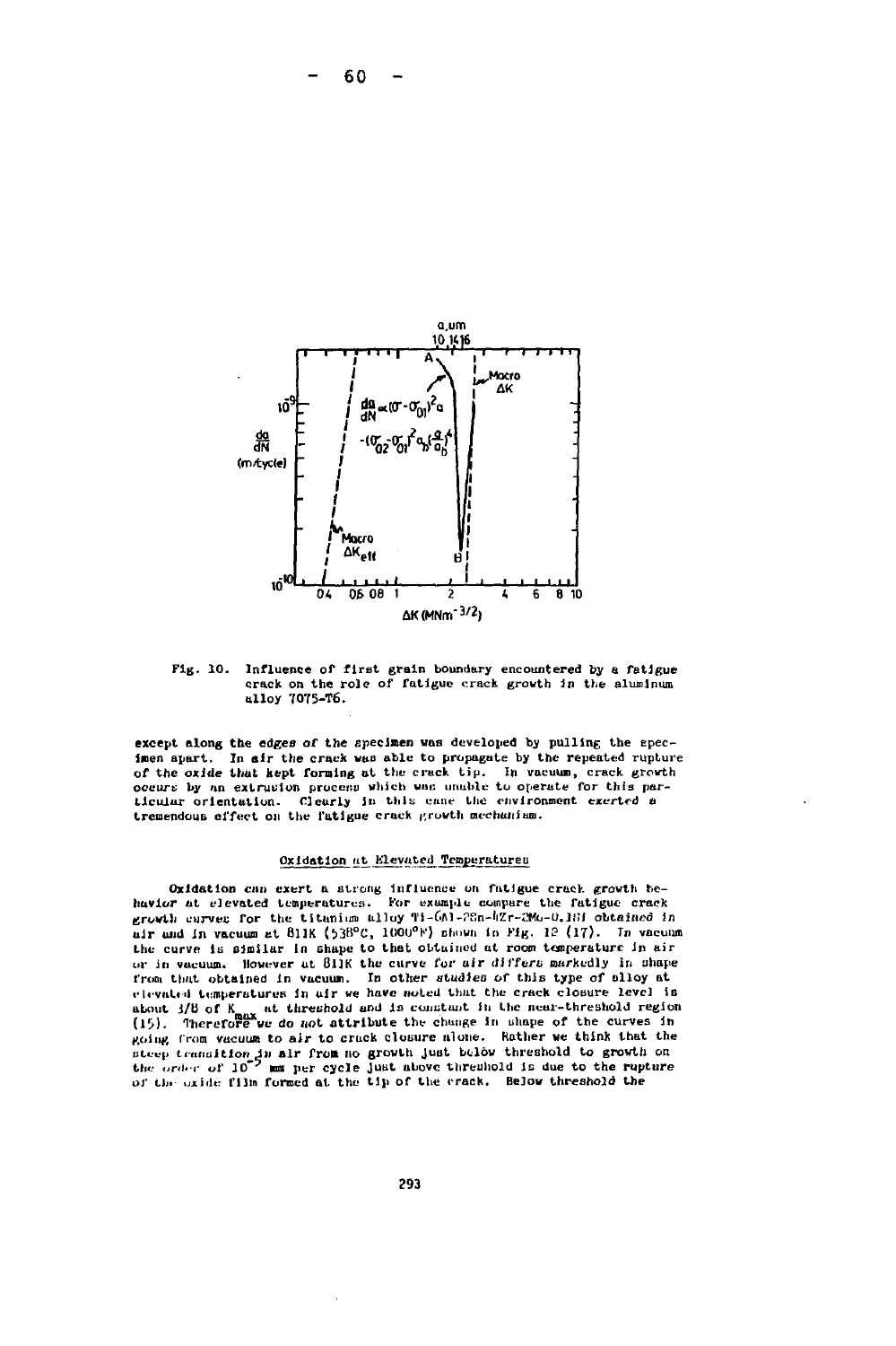Fig. 10. Influence of first grain boundary encountered by a fatigue crack on the role of fatigue crack growth in the aluminum alloy 7075-T6.

except along the edges of the specimen was developed by pulling the specimen apart. In air the crack was able to propagate by the repeated rupture of the oxide that kept forming at the crack tip. In vacuum, crack growth occurs by an extrusion process which was unable to operate for this particular orientation. Clearly in this case the environment exerted a tremendous effect on the fatigue crack growth mechanism.

## Oxidation at Elevated Temperatures

Oxidation can exert a strong influence on fatigue crack growth behavior at elevated temperatures. For example compare the fatigue crack growth curves for the titanium alloy Ti-6Al-2Sn-4Zr-2Mo-0.1Si obtained in air and in vacuum at 811K (538°C, 1000°F) shown in Fig. 12 (17). In vacuum the curve is similar in shape to that obtained at room temperature in air or in vacuum. However at 811K the curve for air differs markedly in shape from that obtained in vacuum. In other studies of this type of alloy at elevated temperatures in air we have noted that the crack closure level is about 3/8 of $K_{max}$ at threshold and is constant in the near-threshold region (15). Therefore we do not attribute the change in shape of the curves in going from vacuum to air to crack closure alone. Rather we think that the steep transition in air from no growth just below threshold to growth on the order of $10^{-5}$ mm per cycle just above threshold is due to the rupture of the oxide film formed at the tip of the crack. Below threshold the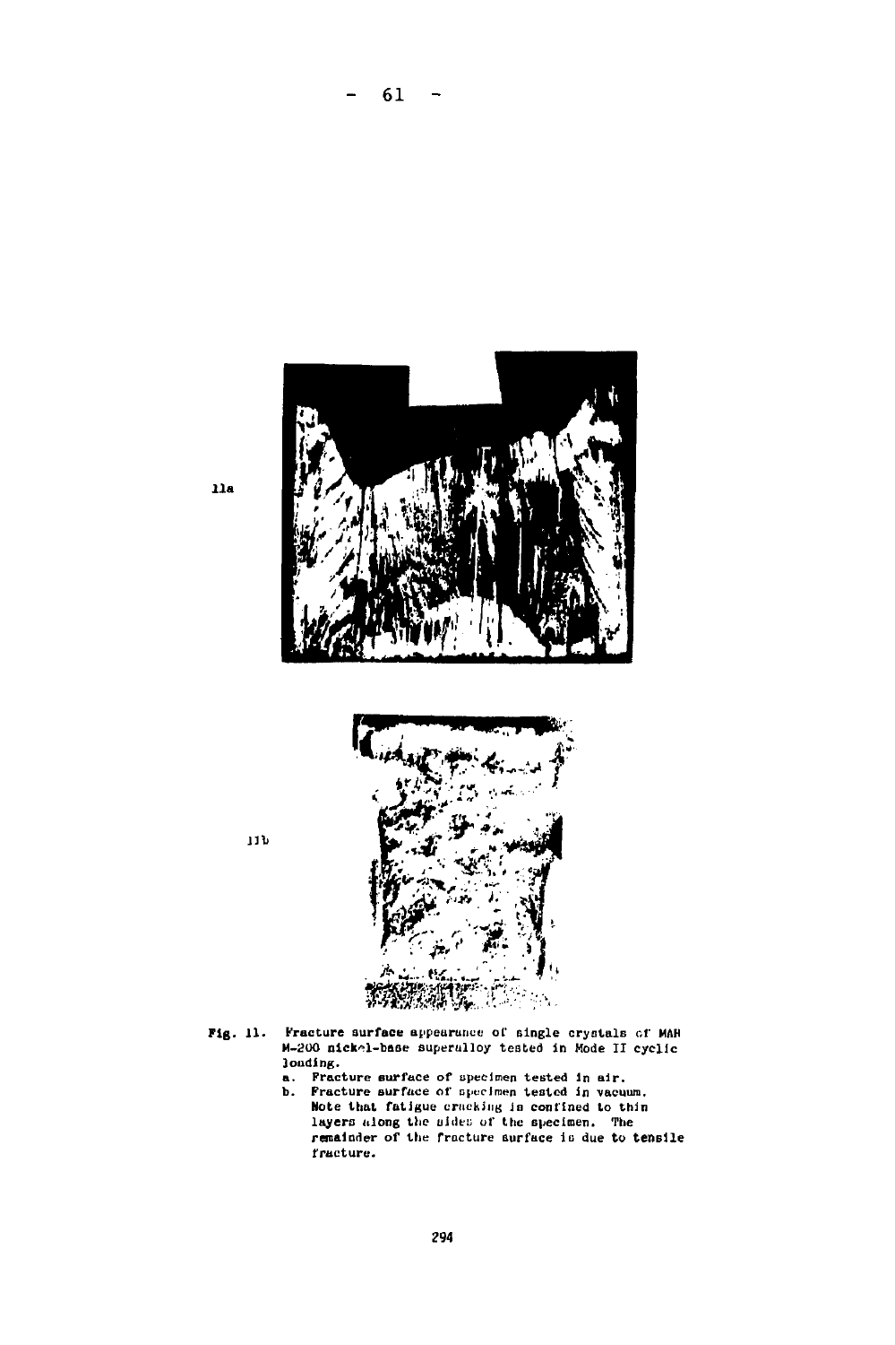11a

11b

Fig. 11. Fracture surface appearance of single crystals of MAR M-200 nickel-base superalloy tested in Mode II cyclic loading.

a. Fracture surface of specimen tested in air.

b. Fracture surface of specimen tested in vacuum. Note that fatigue cracking is confined to thin layers along the sides of the specimen. The remainder of the fracture surface is due to tensile fracture.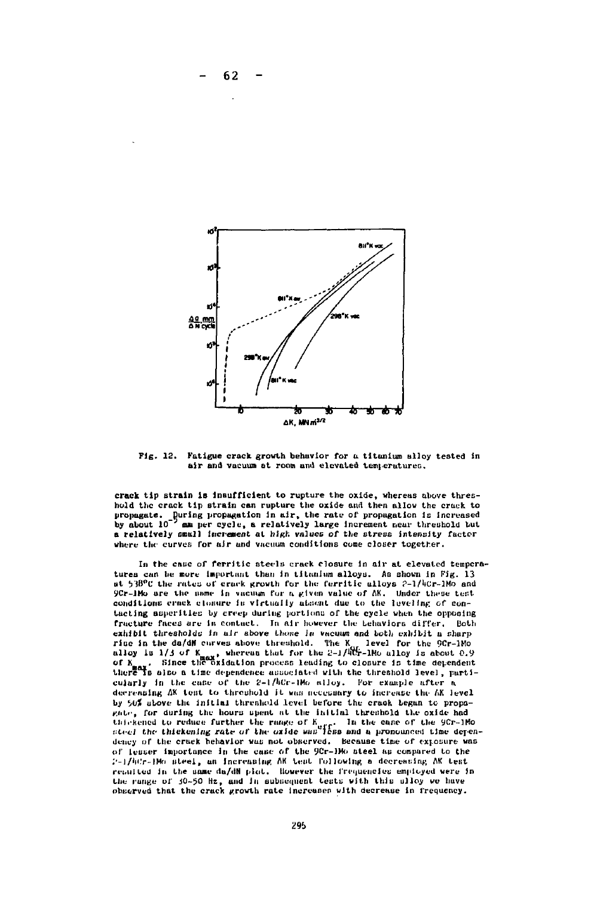Fig. 12. Fatigue crack growth behavior for a titanium alloy tested in air and vacuum at room and elevated temperatures.

crack tip strain is insufficient to rupture the oxide, whereas above threshold the crack tip strain can rupture the oxide and then allow the crack to propagate. During propagation in air, the rate of propagation is increased by about $10^{-7}$ mm per cycle, a relatively large increment near threshold but a relatively small increment at high values of the stress intensity factor where the curves for air and vacuum conditions come closer together.

In the case of ferritic steels crack closure in air at elevated temperatures can be more important than in titanium alloys. As shown in Fig. 13 at 538°C the rates of crack growth for the ferritic alloys 2-1/4Cr-1Mo and 9Cr-1Mo are the same in vacuum for a given value of ΔK. Under these test conditions crack closure is virtually absent due to the leveling of contacting asperities by creep during portions of the cycle when the opposing fracture faces are in contact. In air however the behaviors differ. Both exhibit thresholds in air above those in vacuum and both exhibit a sharp rise in the da/dN curves above threshold. The $K_{op}$ level for the 9Cr-1Mo alloy is 1/3 of $K_{max}$, whereas that for the 2-1/4Cr-1Mo alloy is about 0.9 of $K_{max}$. Since the oxidation process leading to closure is time dependent there is also a time dependence associated with the threshold level, particularly in the case of the 2-1/4Cr-1Mo alloy. For example after a decreasing ΔK test to threshold it was necessary to increase the ΔK level by 50% above the initial threshold level before the crack began to propagate, for during the hours spent at the initial threshold the oxide had thickened to reduce further the range of $K_{eff}$. In the case of the 9Cr-1Mo steel the thickening rate of the oxide was less and a pronounced time dependency of the crack behavior was not observed. Because time of exposure was of lesser importance in the case of the 9Cr-1Mo steel as compared to the 2-1/4Cr-1Mo steel, an increasing ΔK test following a decreasing ΔK test resulted in the same da/dN plot. However the frequencies employed were in the range of 30-50 Hz, and in subsequent tests with this alloy we have observed that the crack growth rate increases with decrease in frequency.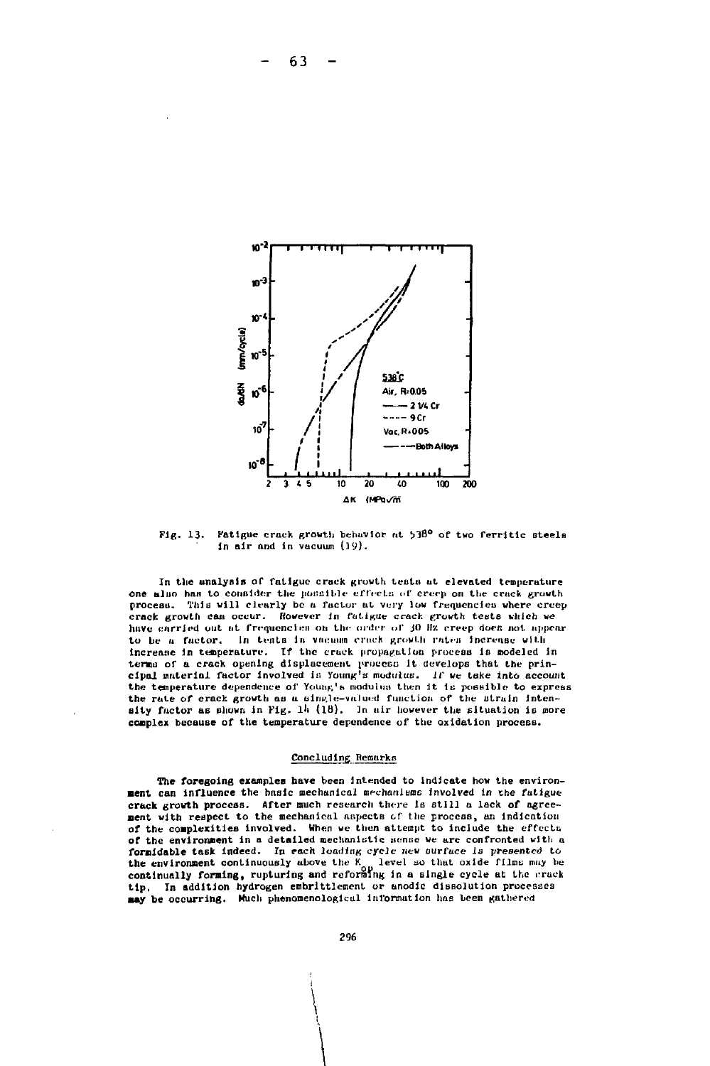Fig. 13. Fatigue crack growth behavior at 538° of two ferritic steels in air and in vacuum (19).

In the analysis of fatigue crack growth tests at elevated temperature one also has to consider the possible effects of creep on the crack growth process. This will clearly be a factor at very low frequencies where creep crack growth can occur. However in fatigue crack growth tests which we have carried out at frequencies on the order of 30 Hz creep does not appear to be a factor. In tests in vacuum crack growth rates increase with increase in temperature. If the crack propagation process is modeled in terms of a crack opening displacement process it develops that the principal material factor involved is Young's modulus. If we take into account the temperature dependence of Young's modulus then it is possible to express the rate of crack growth as a single-valued function of the strain intensity factor as shown in Fig. 14 (18). In air however the situation is more complex because of the temperature dependence of the oxidation process.

## Concluding Remarks

The foregoing examples have been intended to indicate how the environment can influence the basic mechanical mechanisms involved in the fatigue crack growth process. After much research there is still a lack of agreement with respect to the mechanical aspects of the process, an indication of the complexities involved. When we then attempt to include the effects of the environment in a detailed mechanistic sense we are confronted with a formidable task indeed. In each loading cycle new surface is presented to the environment continuously above the $K_{op}$ level so that oxide films may be continually forming, rupturing and reforming in a single cycle at the crack tip. In addition hydrogen embrittlement or anodic dissolution processes may be occurring. Much phenomenological information has been gathered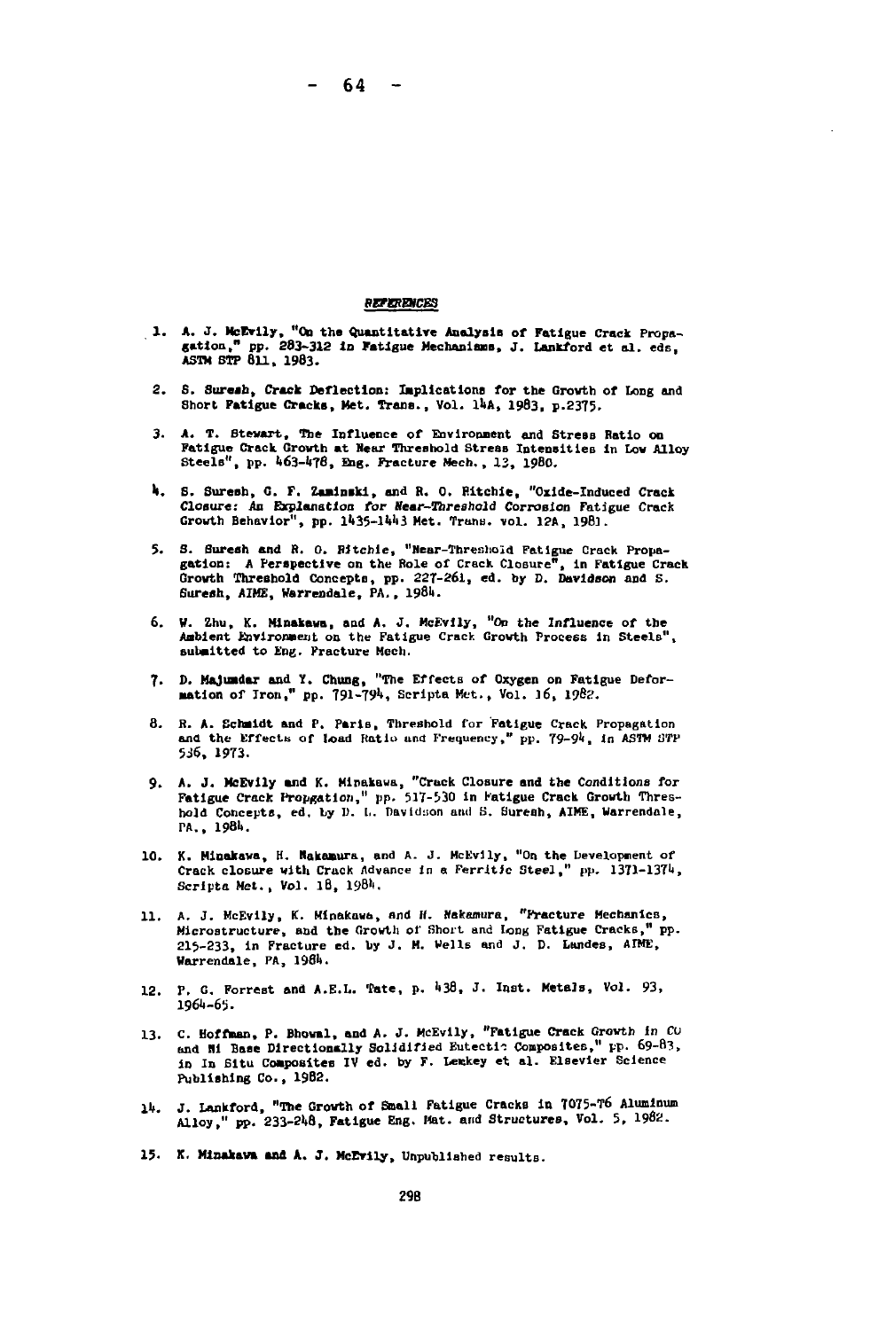## REFERENCES

1. A. J. McEvily, "On the Quantitative Analysis of Fatigue Crack Propagation," pp. 283-312 in Fatigue Mechanisms, J. Lankford et al. eds, ASTM STP 811, 1983.

2. S. Suresh, Crack Deflection: Implications for the Growth of Long and Short Fatigue Cracks, Met. Trans., Vol. 14A, 1983, p.2375.

3. A. T. Stewart, The Influence of Environment and Stress Ratio on Fatigue Crack Growth at Near Threshold Stress Intensities in Low Alloy Steels", pp. 463-478, Eng. Fracture Mech., 13, 1980.

4. S. Suresh, G. F. Zaminski, and R. O. Ritchie, "Oxide-Induced Crack Closure: An Explanation for Near-Threshold Corrosion Fatigue Crack Growth Behavior", pp. 1435-1443 Met. Trans. vol. 12A, 1981.

5. S. Suresh and R. O. Ritchie, "Near-Threshold Fatigue Crack Propagation: A Perspective on the Role of Crack Closure", in Fatigue Crack Growth Threshold Concepts, pp. 227-261, ed. by D. Davidson and S. Suresh, AIME, Warrendale, PA., 1984.

6. W. Zhu, K. Minakawa, and A. J. McEvily, "On the Influence of the Ambient Environment on the Fatigue Crack Growth Process in Steels", submitted to Eng. Fracture Mech.

7. D. Majumdar and Y. Chung, "The Effects of Oxygen on Fatigue Deformation of Iron," pp. 791-794, Scripta Met., Vol. 16, 1982.

8. R. A. Schmidt and P. Paris, Threshold for Fatigue Crack Propagation and the Effects of Load Ratio and Frequency," pp. 79-94, in ASTM STP 536, 1973.

9. A. J. McEvily and K. Minakawa, "Crack Closure and the Conditions for Fatigue Crack Propgation," pp. 517-530 in Fatigue Crack Growth Threshold Concepts, ed. by D. L. Davidson and S. Suresh, AIME, Warrendale, PA., 1984.

10. K. Minakawa, H. Nakamura, and A. J. McEvily, "On the Development of Crack closure with Crack Advance in a Ferritic Steel," pp. 1371-1374, Scripta Met., Vol. 18, 1984.

11. A. J. McEvily, K. Minakawa, and H. Nakamura, "Fracture Mechanics, Microstructure, and the Growth of Short and Long Fatigue Cracks," pp. 215-233, in Fracture ed. by J. M. Wells and J. D. Landes, AIME, Warrendale, PA, 1984.

12. P. G. Forrest and A.E.L. Tate, p. 438, J. Inst. Metals, Vol. 93, 1964-65.

13. C. Hoffman, P. Bhowal, and A. J. McEvily, "Fatigue Crack Growth in Co and Ni Base Directionally Solidified Eutectic Composites," pp. 69-83, in In Situ Composites IV ed. by F. Lemkey et al. Elsevier Science Publishing Co., 1982.

14. J. Lankford, "The Growth of Small Fatigue Cracks in 7075-T6 Aluminum Alloy," pp. 233-248, Fatigue Eng. Mat. and Structures, Vol. 5, 1982.

15. K. Minakawa and A. J. McEvily, Unpublished results.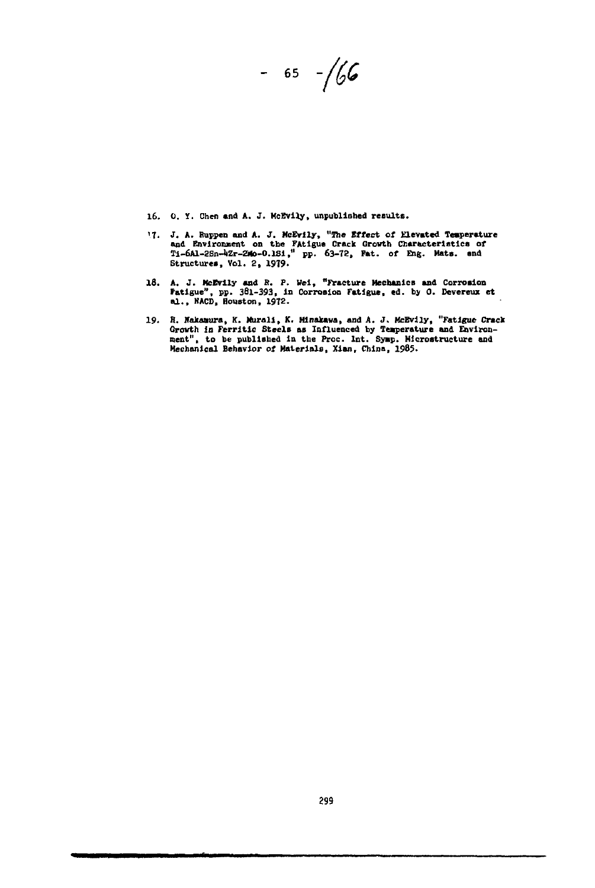16. O. Y. Chen and A. J. McEvily, unpublished results.

17. J. A. Ruppen and A. J. McEvily, "The Effect of Elevated Temperature and Environment on the FAtigue Crack Growth Characteristics of Ti-6Al-2Sn-4Zr-2Mo-0.1Si," pp. 63-72, Fat. of Eng. Mats. and Structures, Vol. 2, 1979.

18. A. J. McEvily and R. P. Wei, "Fracture Mechanics and Corrosion Fatigue", pp. 381-393, in Corrosion Fatigue, ed. by O. Devereux et al., NACD, Houston, 1972.

19. R. Nakamura, K. Murali, K. Minakawa, and A. J. McEvily, "Fatigue Crack Growth in Ferritic Steels as Influenced by Temperature and Environment", to be published in the Proc. Int. Symp. Microstructure and Mechanical Behavior of Materials, Xian, China, 1985.